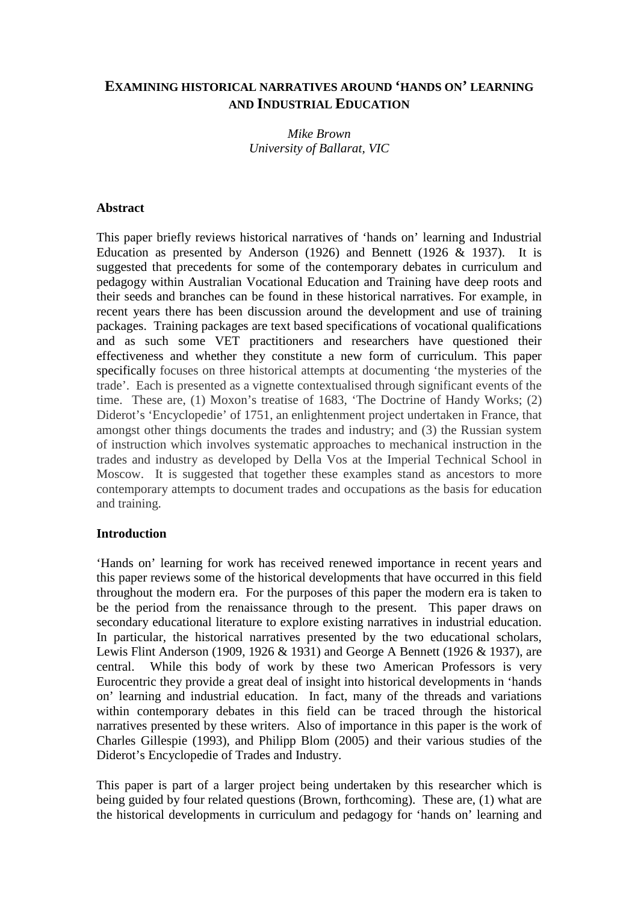# EXAMINING HISTORICAL NARRATIVES AROUND 'HANDS ON' LEARNING AND INDUSTRIAL EDUCATION

*Mike Brown*
*University of Ballarat, VIC*

### Abstract

This paper briefly reviews historical narratives of 'hands on' learning and Industrial Education as presented by Anderson (1926) and Bennett (1926 & 1937). It is suggested that precedents for some of the contemporary debates in curriculum and pedagogy within Australian Vocational Education and Training have deep roots and their seeds and branches can be found in these historical narratives. For example, in recent years there has been discussion around the development and use of training packages. Training packages are text based specifications of vocational qualifications and as such some VET practitioners and researchers have questioned their effectiveness and whether they constitute a new form of curriculum. This paper specifically focuses on three historical attempts at documenting 'the mysteries of the trade'. Each is presented as a vignette contextualised through significant events of the time. These are, (1) Moxon's treatise of 1683, 'The Doctrine of Handy Works; (2) Diderot's 'Encyclopedie' of 1751, an enlightenment project undertaken in France, that amongst other things documents the trades and industry; and (3) the Russian system of instruction which involves systematic approaches to mechanical instruction in the trades and industry as developed by Della Vos at the Imperial Technical School in Moscow. It is suggested that together these examples stand as ancestors to more contemporary attempts to document trades and occupations as the basis for education and training.

### Introduction

'Hands on' learning for work has received renewed importance in recent years and this paper reviews some of the historical developments that have occurred in this field throughout the modern era. For the purposes of this paper the modern era is taken to be the period from the renaissance through to the present. This paper draws on secondary educational literature to explore existing narratives in industrial education. In particular, the historical narratives presented by the two educational scholars, Lewis Flint Anderson (1909, 1926 & 1931) and George A Bennett (1926 & 1937), are central. While this body of work by these two American Professors is very Eurocentric they provide a great deal of insight into historical developments in 'hands on' learning and industrial education. In fact, many of the threads and variations within contemporary debates in this field can be traced through the historical narratives presented by these writers. Also of importance in this paper is the work of Charles Gillespie (1993), and Philipp Blom (2005) and their various studies of the Diderot's Encyclopedie of Trades and Industry.

This paper is part of a larger project being undertaken by this researcher which is being guided by four related questions (Brown, forthcoming). These are, (1) what are the historical developments in curriculum and pedagogy for 'hands on' learning and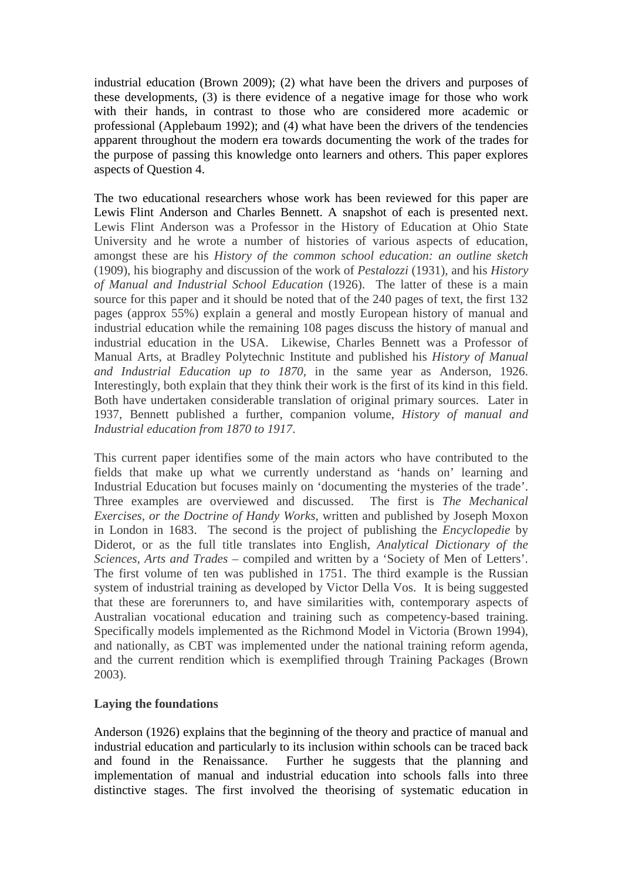industrial education (Brown 2009); (2) what have been the drivers and purposes of these developments, (3) is there evidence of a negative image for those who work with their hands, in contrast to those who are considered more academic or professional (Applebaum 1992); and (4) what have been the drivers of the tendencies apparent throughout the modern era towards documenting the work of the trades for the purpose of passing this knowledge onto learners and others. This paper explores aspects of Question 4.

The two educational researchers whose work has been reviewed for this paper are Lewis Flint Anderson and Charles Bennett. A snapshot of each is presented next. Lewis Flint Anderson was a Professor in the History of Education at Ohio State University and he wrote a number of histories of various aspects of education, amongst these are his *History of the common school education: an outline sketch* (1909), his biography and discussion of the work of *Pestalozzi* (1931), and his *History of Manual and Industrial School Education* (1926). The latter of these is a main source for this paper and it should be noted that of the 240 pages of text, the first 132 pages (approx 55%) explain a general and mostly European history of manual and industrial education while the remaining 108 pages discuss the history of manual and industrial education in the USA. Likewise, Charles Bennett was a Professor of Manual Arts, at Bradley Polytechnic Institute and published his *History of Manual and Industrial Education up to 1870*, in the same year as Anderson, 1926. Interestingly, both explain that they think their work is the first of its kind in this field. Both have undertaken considerable translation of original primary sources. Later in 1937, Bennett published a further, companion volume, *History of manual and Industrial education from 1870 to 1917*.

This current paper identifies some of the main actors who have contributed to the fields that make up what we currently understand as 'hands on' learning and Industrial Education but focuses mainly on 'documenting the mysteries of the trade'. Three examples are overviewed and discussed. The first is *The Mechanical Exercises, or the Doctrine of Handy Works,* written and published by Joseph Moxon in London in 1683. The second is the project of publishing the *Encyclopedie* by Diderot, or as the full title translates into English, *Analytical Dictionary of the Sciences, Arts and Trades* – compiled and written by a 'Society of Men of Letters'. The first volume of ten was published in 1751. The third example is the Russian system of industrial training as developed by Victor Della Vos. It is being suggested that these are forerunners to, and have similarities with, contemporary aspects of Australian vocational education and training such as competency-based training. Specifically models implemented as the Richmond Model in Victoria (Brown 1994), and nationally, as CBT was implemented under the national training reform agenda, and the current rendition which is exemplified through Training Packages (Brown 2003).

**Laying the foundations**

Anderson (1926) explains that the beginning of the theory and practice of manual and industrial education and particularly to its inclusion within schools can be traced back and found in the Renaissance. Further he suggests that the planning and implementation of manual and industrial education into schools falls into three distinctive stages. The first involved the theorising of systematic education in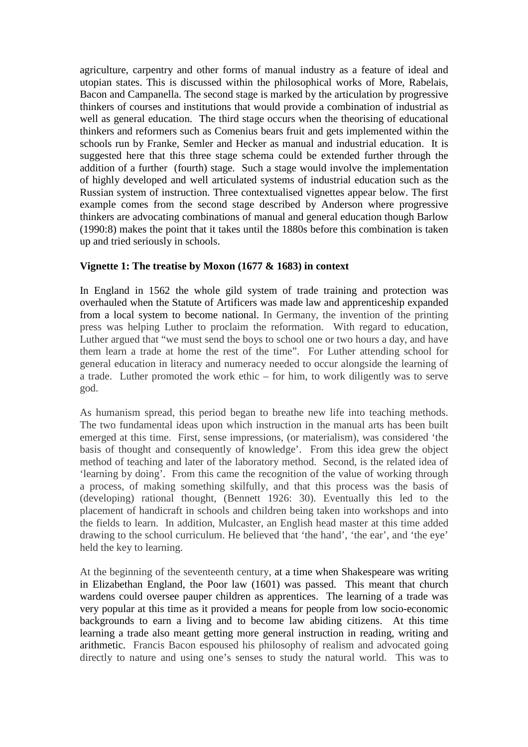agriculture, carpentry and other forms of manual industry as a feature of ideal and utopian states. This is discussed within the philosophical works of More, Rabelais, Bacon and Campanella. The second stage is marked by the articulation by progressive thinkers of courses and institutions that would provide a combination of industrial as well as general education. The third stage occurs when the theorising of educational thinkers and reformers such as Comenius bears fruit and gets implemented within the schools run by Franke, Semler and Hecker as manual and industrial education. It is suggested here that this three stage schema could be extended further through the addition of a further (fourth) stage. Such a stage would involve the implementation of highly developed and well articulated systems of industrial education such as the Russian system of instruction. Three contextualised vignettes appear below. The first example comes from the second stage described by Anderson where progressive thinkers are advocating combinations of manual and general education though Barlow (1990:8) makes the point that it takes until the 1880s before this combination is taken up and tried seriously in schools.

**Vignette 1: The treatise by Moxon (1677 & 1683) in context**

In England in 1562 the whole gild system of trade training and protection was overhauled when the Statute of Artificers was made law and apprenticeship expanded from a local system to become national. In Germany, the invention of the printing press was helping Luther to proclaim the reformation. With regard to education, Luther argued that "we must send the boys to school one or two hours a day, and have them learn a trade at home the rest of the time". For Luther attending school for general education in literacy and numeracy needed to occur alongside the learning of a trade. Luther promoted the work ethic – for him, to work diligently was to serve god.

As humanism spread, this period began to breathe new life into teaching methods. The two fundamental ideas upon which instruction in the manual arts has been built emerged at this time. First, sense impressions, (or materialism), was considered 'the basis of thought and consequently of knowledge'. From this idea grew the object method of teaching and later of the laboratory method. Second, is the related idea of 'learning by doing'. From this came the recognition of the value of working through a process, of making something skilfully, and that this process was the basis of (developing) rational thought, (Bennett 1926: 30). Eventually this led to the placement of handicraft in schools and children being taken into workshops and into the fields to learn. In addition, Mulcaster, an English head master at this time added drawing to the school curriculum. He believed that 'the hand', 'the ear', and 'the eye' held the key to learning.

At the beginning of the seventeenth century, at a time when Shakespeare was writing in Elizabethan England, the Poor law (1601) was passed. This meant that church wardens could oversee pauper children as apprentices. The learning of a trade was very popular at this time as it provided a means for people from low socio-economic backgrounds to earn a living and to become law abiding citizens. At this time learning a trade also meant getting more general instruction in reading, writing and arithmetic. Francis Bacon espoused his philosophy of realism and advocated going directly to nature and using one's senses to study the natural world. This was to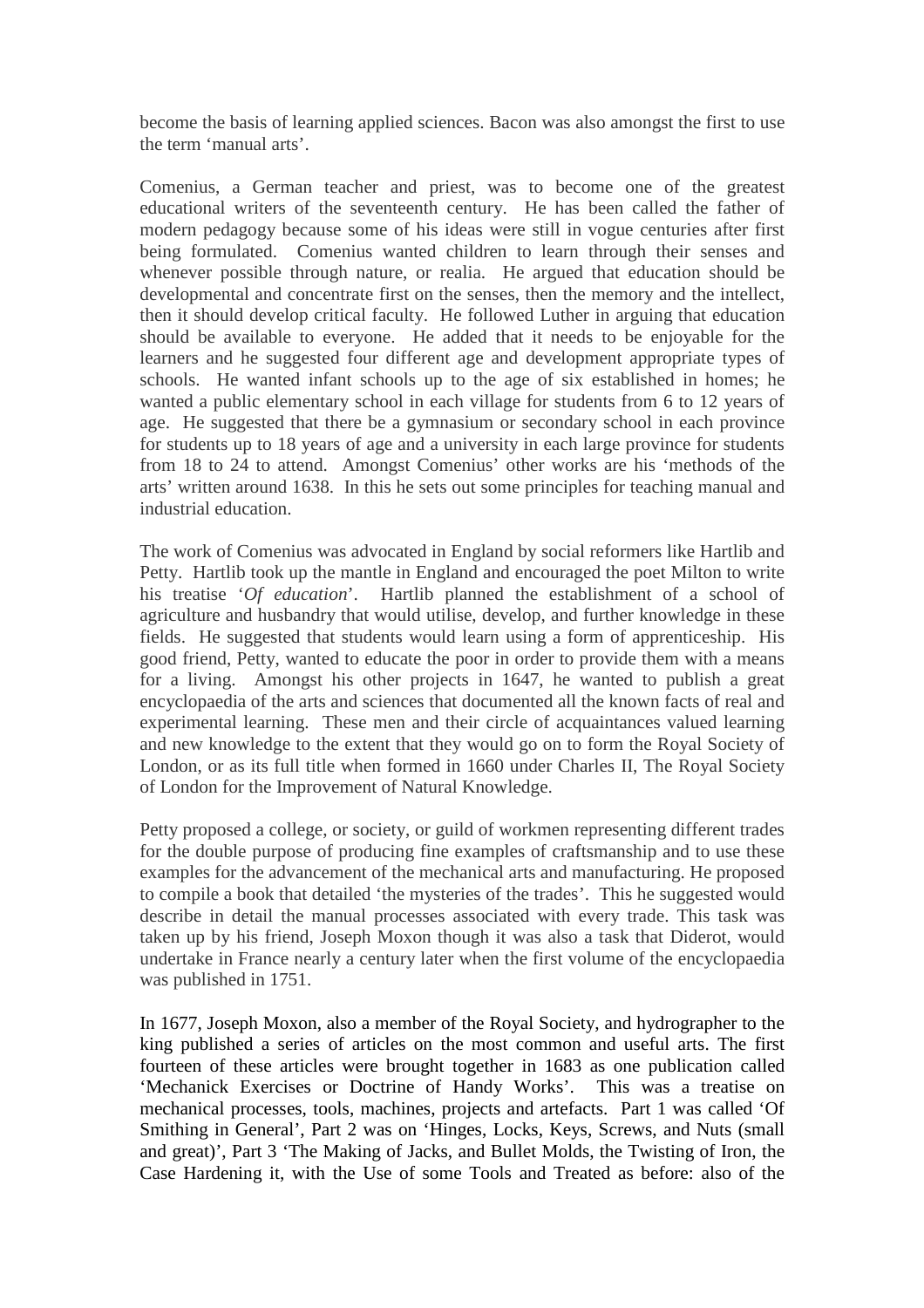become the basis of learning applied sciences. Bacon was also amongst the first to use the term 'manual arts'.

Comenius, a German teacher and priest, was to become one of the greatest educational writers of the seventeenth century. He has been called the father of modern pedagogy because some of his ideas were still in vogue centuries after first being formulated. Comenius wanted children to learn through their senses and whenever possible through nature, or realia. He argued that education should be developmental and concentrate first on the senses, then the memory and the intellect, then it should develop critical faculty. He followed Luther in arguing that education should be available to everyone. He added that it needs to be enjoyable for the learners and he suggested four different age and development appropriate types of schools. He wanted infant schools up to the age of six established in homes; he wanted a public elementary school in each village for students from 6 to 12 years of age. He suggested that there be a gymnasium or secondary school in each province for students up to 18 years of age and a university in each large province for students from 18 to 24 to attend. Amongst Comenius' other works are his 'methods of the arts' written around 1638. In this he sets out some principles for teaching manual and industrial education.

The work of Comenius was advocated in England by social reformers like Hartlib and Petty. Hartlib took up the mantle in England and encouraged the poet Milton to write his treatise '*Of education*'. Hartlib planned the establishment of a school of agriculture and husbandry that would utilise, develop, and further knowledge in these fields. He suggested that students would learn using a form of apprenticeship. His good friend, Petty, wanted to educate the poor in order to provide them with a means for a living. Amongst his other projects in 1647, he wanted to publish a great encyclopaedia of the arts and sciences that documented all the known facts of real and experimental learning. These men and their circle of acquaintances valued learning and new knowledge to the extent that they would go on to form the Royal Society of London, or as its full title when formed in 1660 under Charles II, The Royal Society of London for the Improvement of Natural Knowledge.

Petty proposed a college, or society, or guild of workmen representing different trades for the double purpose of producing fine examples of craftsmanship and to use these examples for the advancement of the mechanical arts and manufacturing. He proposed to compile a book that detailed 'the mysteries of the trades'. This he suggested would describe in detail the manual processes associated with every trade. This task was taken up by his friend, Joseph Moxon though it was also a task that Diderot, would undertake in France nearly a century later when the first volume of the encyclopaedia was published in 1751.

In 1677, Joseph Moxon, also a member of the Royal Society, and hydrographer to the king published a series of articles on the most common and useful arts. The first fourteen of these articles were brought together in 1683 as one publication called 'Mechanick Exercises or Doctrine of Handy Works'. This was a treatise on mechanical processes, tools, machines, projects and artefacts. Part 1 was called 'Of Smithing in General', Part 2 was on 'Hinges, Locks, Keys, Screws, and Nuts (small and great)', Part 3 'The Making of Jacks, and Bullet Molds, the Twisting of Iron, the Case Hardening it, with the Use of some Tools and Treated as before: also of the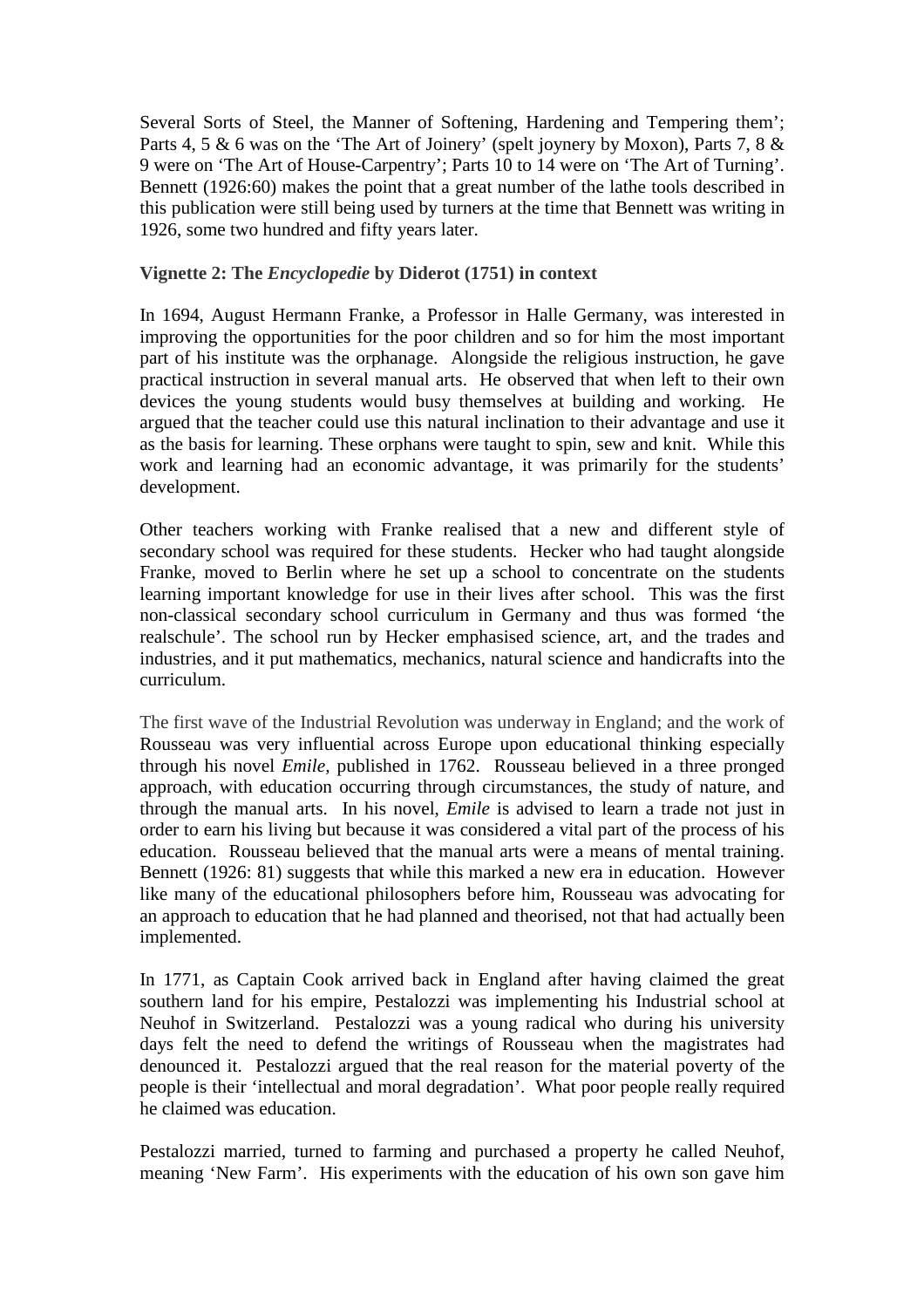Several Sorts of Steel, the Manner of Softening, Hardening and Tempering them'; Parts 4, 5 & 6 was on the 'The Art of Joinery' (spelt joynery by Moxon), Parts 7, 8 & 9 were on 'The Art of House-Carpentry'; Parts 10 to 14 were on 'The Art of Turning'. Bennett (1926:60) makes the point that a great number of the lathe tools described in this publication were still being used by turners at the time that Bennett was writing in 1926, some two hundred and fifty years later.

**Vignette 2: The *Encyclopedie* by Diderot (1751) in context**

In 1694, August Hermann Franke, a Professor in Halle Germany, was interested in improving the opportunities for the poor children and so for him the most important part of his institute was the orphanage. Alongside the religious instruction, he gave practical instruction in several manual arts. He observed that when left to their own devices the young students would busy themselves at building and working. He argued that the teacher could use this natural inclination to their advantage and use it as the basis for learning. These orphans were taught to spin, sew and knit. While this work and learning had an economic advantage, it was primarily for the students' development.

Other teachers working with Franke realised that a new and different style of secondary school was required for these students. Hecker who had taught alongside Franke, moved to Berlin where he set up a school to concentrate on the students learning important knowledge for use in their lives after school. This was the first non-classical secondary school curriculum in Germany and thus was formed 'the realschule'. The school run by Hecker emphasised science, art, and the trades and industries, and it put mathematics, mechanics, natural science and handicrafts into the curriculum.

The first wave of the Industrial Revolution was underway in England; and the work of Rousseau was very influential across Europe upon educational thinking especially through his novel *Emile*, published in 1762. Rousseau believed in a three pronged approach, with education occurring through circumstances, the study of nature, and through the manual arts. In his novel, *Emile* is advised to learn a trade not just in order to earn his living but because it was considered a vital part of the process of his education. Rousseau believed that the manual arts were a means of mental training. Bennett (1926: 81) suggests that while this marked a new era in education. However like many of the educational philosophers before him, Rousseau was advocating for an approach to education that he had planned and theorised, not that had actually been implemented.

In 1771, as Captain Cook arrived back in England after having claimed the great southern land for his empire, Pestalozzi was implementing his Industrial school at Neuhof in Switzerland. Pestalozzi was a young radical who during his university days felt the need to defend the writings of Rousseau when the magistrates had denounced it. Pestalozzi argued that the real reason for the material poverty of the people is their 'intellectual and moral degradation'. What poor people really required he claimed was education.

Pestalozzi married, turned to farming and purchased a property he called Neuhof, meaning 'New Farm'. His experiments with the education of his own son gave him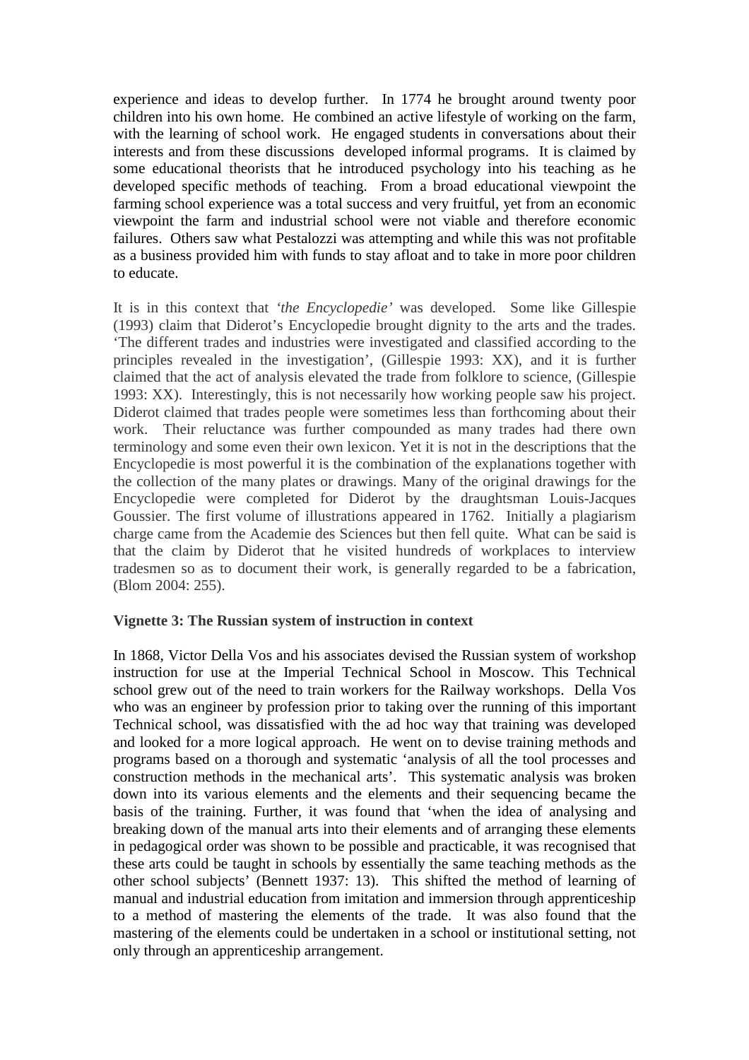experience and ideas to develop further. In 1774 he brought around twenty poor children into his own home. He combined an active lifestyle of working on the farm, with the learning of school work. He engaged students in conversations about their interests and from these discussions developed informal programs. It is claimed by some educational theorists that he introduced psychology into his teaching as he developed specific methods of teaching. From a broad educational viewpoint the farming school experience was a total success and very fruitful, yet from an economic viewpoint the farm and industrial school were not viable and therefore economic failures. Others saw what Pestalozzi was attempting and while this was not profitable as a business provided him with funds to stay afloat and to take in more poor children to educate.

It is in this context that *'the Encyclopedie'* was developed. Some like Gillespie (1993) claim that Diderot's Encyclopedie brought dignity to the arts and the trades. 'The different trades and industries were investigated and classified according to the principles revealed in the investigation', (Gillespie 1993: XX), and it is further claimed that the act of analysis elevated the trade from folklore to science, (Gillespie 1993: XX). Interestingly, this is not necessarily how working people saw his project. Diderot claimed that trades people were sometimes less than forthcoming about their work. Their reluctance was further compounded as many trades had there own terminology and some even their own lexicon. Yet it is not in the descriptions that the Encyclopedie is most powerful it is the combination of the explanations together with the collection of the many plates or drawings. Many of the original drawings for the Encyclopedie were completed for Diderot by the draughtsman Louis-Jacques Goussier. The first volume of illustrations appeared in 1762. Initially a plagiarism charge came from the Academie des Sciences but then fell quite. What can be said is that the claim by Diderot that he visited hundreds of workplaces to interview tradesmen so as to document their work, is generally regarded to be a fabrication, (Blom 2004: 255).

### Vignette 3: The Russian system of instruction in context

In 1868, Victor Della Vos and his associates devised the Russian system of workshop instruction for use at the Imperial Technical School in Moscow. This Technical school grew out of the need to train workers for the Railway workshops. Della Vos who was an engineer by profession prior to taking over the running of this important Technical school, was dissatisfied with the ad hoc way that training was developed and looked for a more logical approach. He went on to devise training methods and programs based on a thorough and systematic 'analysis of all the tool processes and construction methods in the mechanical arts'. This systematic analysis was broken down into its various elements and the elements and their sequencing became the basis of the training. Further, it was found that 'when the idea of analysing and breaking down of the manual arts into their elements and of arranging these elements in pedagogical order was shown to be possible and practicable, it was recognised that these arts could be taught in schools by essentially the same teaching methods as the other school subjects' (Bennett 1937: 13). This shifted the method of learning of manual and industrial education from imitation and immersion through apprenticeship to a method of mastering the elements of the trade. It was also found that the mastering of the elements could be undertaken in a school or institutional setting, not only through an apprenticeship arrangement.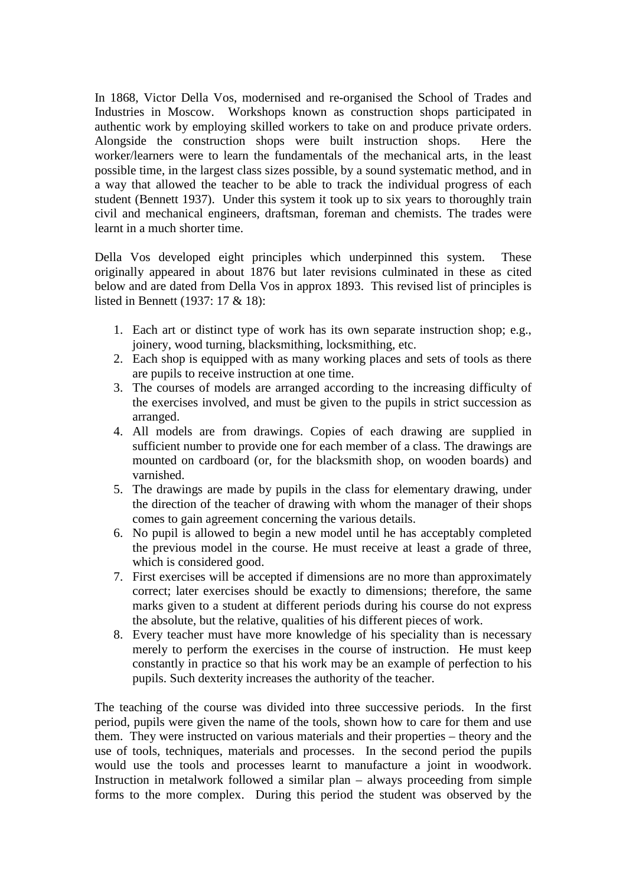In 1868, Victor Della Vos, modernised and re-organised the School of Trades and Industries in Moscow. Workshops known as construction shops participated in authentic work by employing skilled workers to take on and produce private orders. Alongside the construction shops were built instruction shops. Here the worker/learners were to learn the fundamentals of the mechanical arts, in the least possible time, in the largest class sizes possible, by a sound systematic method, and in a way that allowed the teacher to be able to track the individual progress of each student (Bennett 1937). Under this system it took up to six years to thoroughly train civil and mechanical engineers, draftsman, foreman and chemists. The trades were learnt in a much shorter time.

Della Vos developed eight principles which underpinned this system. These originally appeared in about 1876 but later revisions culminated in these as cited below and are dated from Della Vos in approx 1893. This revised list of principles is listed in Bennett (1937: 17 & 18):

1. Each art or distinct type of work has its own separate instruction shop; e.g., joinery, wood turning, blacksmithing, locksmithing, etc.
2. Each shop is equipped with as many working places and sets of tools as there are pupils to receive instruction at one time.
3. The courses of models are arranged according to the increasing difficulty of the exercises involved, and must be given to the pupils in strict succession as arranged.
4. All models are from drawings. Copies of each drawing are supplied in sufficient number to provide one for each member of a class. The drawings are mounted on cardboard (or, for the blacksmith shop, on wooden boards) and varnished.
5. The drawings are made by pupils in the class for elementary drawing, under the direction of the teacher of drawing with whom the manager of their shops comes to gain agreement concerning the various details.
6. No pupil is allowed to begin a new model until he has acceptably completed the previous model in the course. He must receive at least a grade of three, which is considered good.
7. First exercises will be accepted if dimensions are no more than approximately correct; later exercises should be exactly to dimensions; therefore, the same marks given to a student at different periods during his course do not express the absolute, but the relative, qualities of his different pieces of work.
8. Every teacher must have more knowledge of his speciality than is necessary merely to perform the exercises in the course of instruction. He must keep constantly in practice so that his work may be an example of perfection to his pupils. Such dexterity increases the authority of the teacher.

The teaching of the course was divided into three successive periods. In the first period, pupils were given the name of the tools, shown how to care for them and use them. They were instructed on various materials and their properties – theory and the use of tools, techniques, materials and processes. In the second period the pupils would use the tools and processes learnt to manufacture a joint in woodwork. Instruction in metalwork followed a similar plan – always proceeding from simple forms to the more complex. During this period the student was observed by the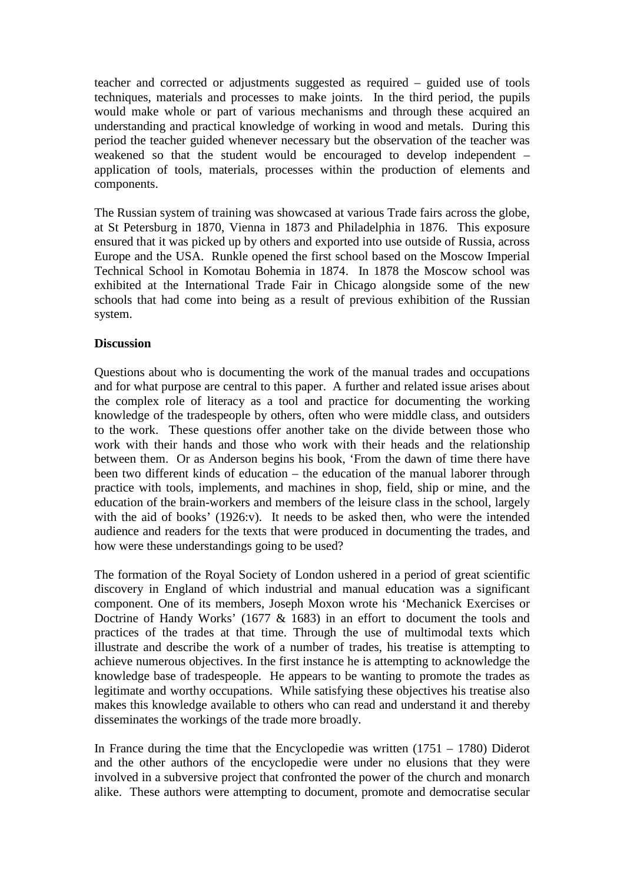teacher and corrected or adjustments suggested as required – guided use of tools techniques, materials and processes to make joints. In the third period, the pupils would make whole or part of various mechanisms and through these acquired an understanding and practical knowledge of working in wood and metals. During this period the teacher guided whenever necessary but the observation of the teacher was weakened so that the student would be encouraged to develop independent – application of tools, materials, processes within the production of elements and components.

The Russian system of training was showcased at various Trade fairs across the globe, at St Petersburg in 1870, Vienna in 1873 and Philadelphia in 1876. This exposure ensured that it was picked up by others and exported into use outside of Russia, across Europe and the USA. Runkle opened the first school based on the Moscow Imperial Technical School in Komotau Bohemia in 1874. In 1878 the Moscow school was exhibited at the International Trade Fair in Chicago alongside some of the new schools that had come into being as a result of previous exhibition of the Russian system.

**Discussion**

Questions about who is documenting the work of the manual trades and occupations and for what purpose are central to this paper. A further and related issue arises about the complex role of literacy as a tool and practice for documenting the working knowledge of the tradespeople by others, often who were middle class, and outsiders to the work. These questions offer another take on the divide between those who work with their hands and those who work with their heads and the relationship between them. Or as Anderson begins his book, 'From the dawn of time there have been two different kinds of education – the education of the manual laborer through practice with tools, implements, and machines in shop, field, ship or mine, and the education of the brain-workers and members of the leisure class in the school, largely with the aid of books' (1926:v). It needs to be asked then, who were the intended audience and readers for the texts that were produced in documenting the trades, and how were these understandings going to be used?

The formation of the Royal Society of London ushered in a period of great scientific discovery in England of which industrial and manual education was a significant component. One of its members, Joseph Moxon wrote his 'Mechanick Exercises or Doctrine of Handy Works' (1677 & 1683) in an effort to document the tools and practices of the trades at that time. Through the use of multimodal texts which illustrate and describe the work of a number of trades, his treatise is attempting to achieve numerous objectives. In the first instance he is attempting to acknowledge the knowledge base of tradespeople. He appears to be wanting to promote the trades as legitimate and worthy occupations. While satisfying these objectives his treatise also makes this knowledge available to others who can read and understand it and thereby disseminates the workings of the trade more broadly.

In France during the time that the Encyclopedie was written (1751 – 1780) Diderot and the other authors of the encyclopedie were under no elusions that they were involved in a subversive project that confronted the power of the church and monarch alike. These authors were attempting to document, promote and democratise secular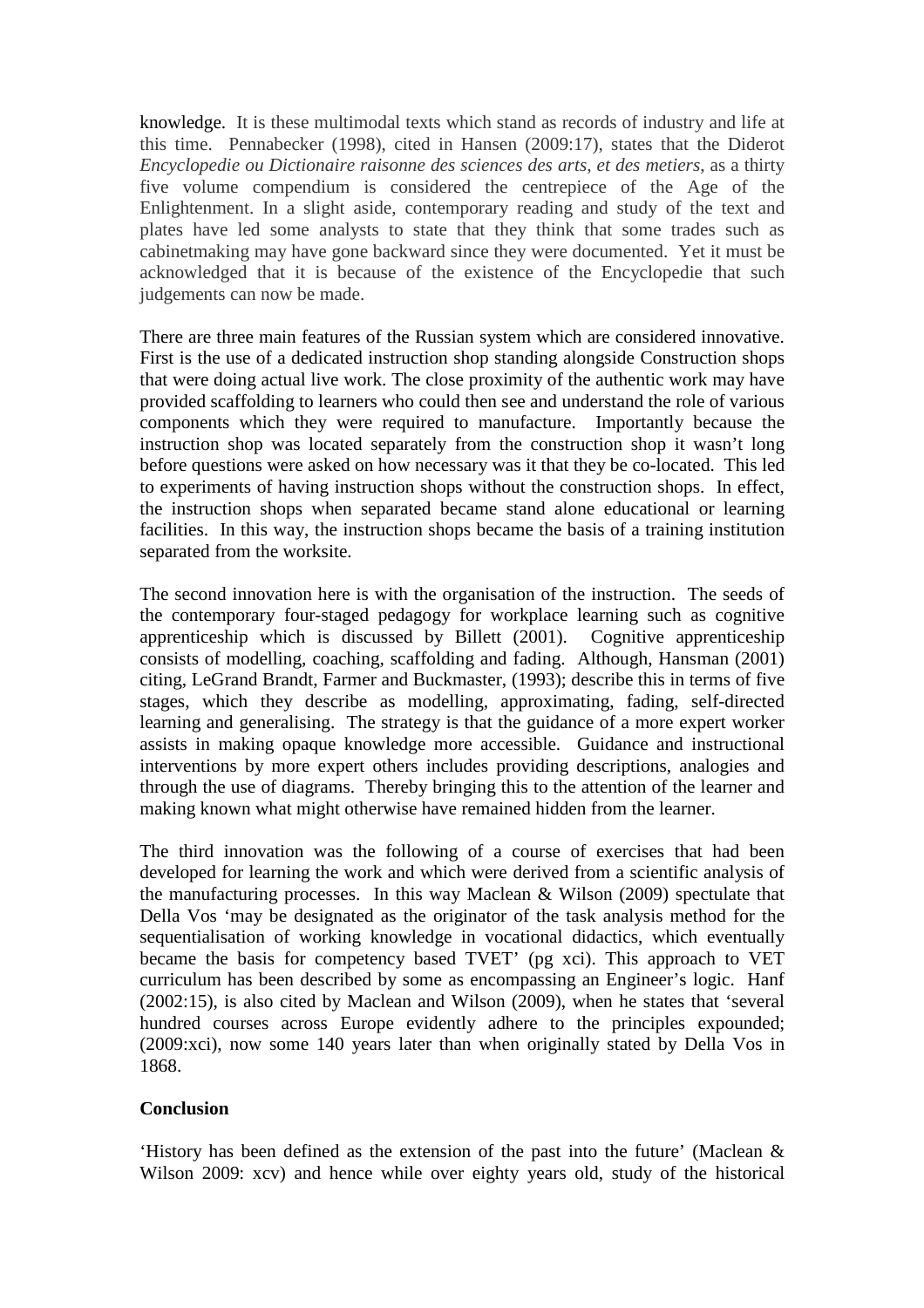knowledge. It is these multimodal texts which stand as records of industry and life at this time. Pennabecker (1998), cited in Hansen (2009:17), states that the Diderot *Encyclopedie ou Dictionaire raisonne des sciences des arts, et des metiers*, as a thirty five volume compendium is considered the centrepiece of the Age of the Enlightenment. In a slight aside, contemporary reading and study of the text and plates have led some analysts to state that they think that some trades such as cabinetmaking may have gone backward since they were documented. Yet it must be acknowledged that it is because of the existence of the Encyclopedie that such judgements can now be made.

There are three main features of the Russian system which are considered innovative. First is the use of a dedicated instruction shop standing alongside Construction shops that were doing actual live work. The close proximity of the authentic work may have provided scaffolding to learners who could then see and understand the role of various components which they were required to manufacture. Importantly because the instruction shop was located separately from the construction shop it wasn't long before questions were asked on how necessary was it that they be co-located. This led to experiments of having instruction shops without the construction shops. In effect, the instruction shops when separated became stand alone educational or learning facilities. In this way, the instruction shops became the basis of a training institution separated from the worksite.

The second innovation here is with the organisation of the instruction. The seeds of the contemporary four-staged pedagogy for workplace learning such as cognitive apprenticeship which is discussed by Billett (2001). Cognitive apprenticeship consists of modelling, coaching, scaffolding and fading. Although, Hansman (2001) citing, LeGrand Brandt, Farmer and Buckmaster, (1993); describe this in terms of five stages, which they describe as modelling, approximating, fading, self-directed learning and generalising. The strategy is that the guidance of a more expert worker assists in making opaque knowledge more accessible. Guidance and instructional interventions by more expert others includes providing descriptions, analogies and through the use of diagrams. Thereby bringing this to the attention of the learner and making known what might otherwise have remained hidden from the learner.

The third innovation was the following of a course of exercises that had been developed for learning the work and which were derived from a scientific analysis of the manufacturing processes. In this way Maclean & Wilson (2009) spectulate that Della Vos 'may be designated as the originator of the task analysis method for the sequentialisation of working knowledge in vocational didactics, which eventually became the basis for competency based TVET' (pg xci). This approach to VET curriculum has been described by some as encompassing an Engineer's logic. Hanf (2002:15), is also cited by Maclean and Wilson (2009), when he states that 'several hundred courses across Europe evidently adhere to the principles expounded; (2009:xci), now some 140 years later than when originally stated by Della Vos in 1868.

**Conclusion**

'History has been defined as the extension of the past into the future' (Maclean & Wilson 2009: xcv) and hence while over eighty years old, study of the historical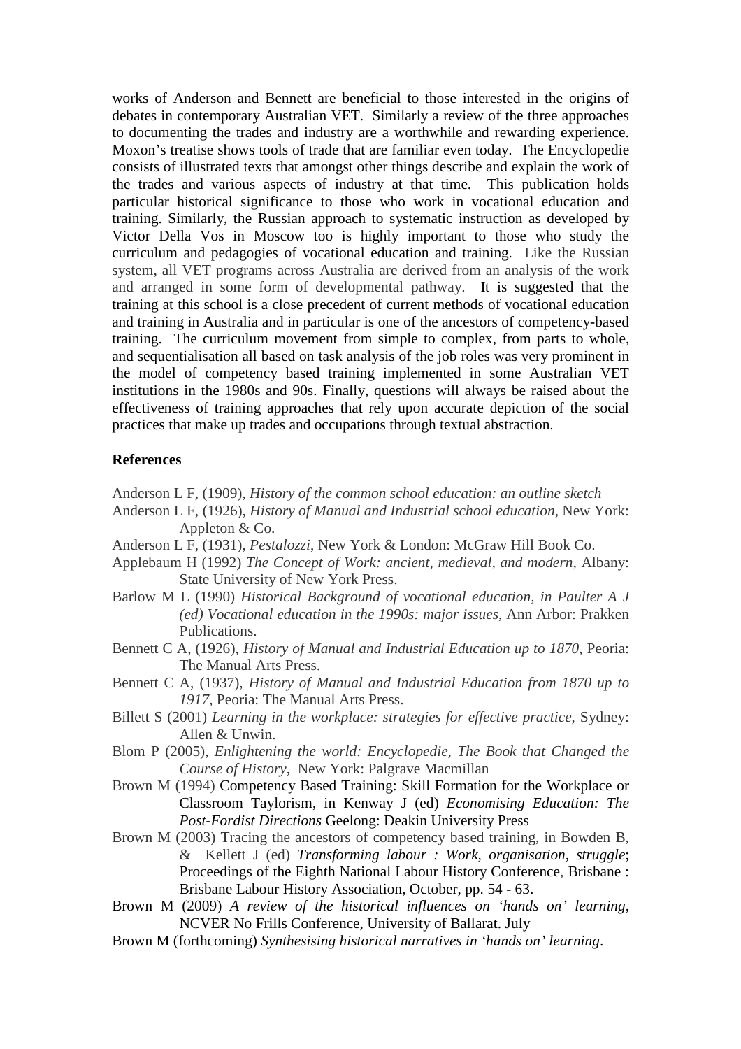works of Anderson and Bennett are beneficial to those interested in the origins of debates in contemporary Australian VET. Similarly a review of the three approaches to documenting the trades and industry are a worthwhile and rewarding experience. Moxon's treatise shows tools of trade that are familiar even today. The Encyclopedie consists of illustrated texts that amongst other things describe and explain the work of the trades and various aspects of industry at that time. This publication holds particular historical significance to those who work in vocational education and training. Similarly, the Russian approach to systematic instruction as developed by Victor Della Vos in Moscow too is highly important to those who study the curriculum and pedagogies of vocational education and training. Like the Russian system, all VET programs across Australia are derived from an analysis of the work and arranged in some form of developmental pathway. It is suggested that the training at this school is a close precedent of current methods of vocational education and training in Australia and in particular is one of the ancestors of competency-based training. The curriculum movement from simple to complex, from parts to whole, and sequentialisation all based on task analysis of the job roles was very prominent in the model of competency based training implemented in some Australian VET institutions in the 1980s and 90s. Finally, questions will always be raised about the effectiveness of training approaches that rely upon accurate depiction of the social practices that make up trades and occupations through textual abstraction.

**References**

Anderson L F, (1909), *History of the common school education: an outline sketch*

Anderson L F, (1926), *History of Manual and Industrial school education*, New York: Appleton & Co.

Anderson L F, (1931), *Pestalozzi*, New York & London: McGraw Hill Book Co.

Applebaum H (1992) *The Concept of Work: ancient, medieval, and modern*, Albany: State University of New York Press.

Barlow M L (1990) *Historical Background of vocational education, in Paulter A J (ed) Vocational education in the 1990s: major issues*, Ann Arbor: Prakken Publications.

Bennett C A, (1926), *History of Manual and Industrial Education up to 1870*, Peoria: The Manual Arts Press.

Bennett C A, (1937), *History of Manual and Industrial Education from 1870 up to 1917*, Peoria: The Manual Arts Press.

Billett S (2001) *Learning in the workplace: strategies for effective practice*, Sydney: Allen & Unwin.

Blom P (2005), *Enlightening the world: Encyclopedie, The Book that Changed the Course of History*, New York: Palgrave Macmillan

Brown M (1994) Competency Based Training: Skill Formation for the Workplace or Classroom Taylorism, in Kenway J (ed) *Economising Education: The Post-Fordist Directions* Geelong: Deakin University Press

Brown M (2003) Tracing the ancestors of competency based training, in Bowden B, & Kellett J (ed) *Transforming labour : Work, organisation, struggle*; Proceedings of the Eighth National Labour History Conference, Brisbane : Brisbane Labour History Association, October, pp. 54 - 63.

Brown M (2009) *A review of the historical influences on 'hands on' learning*, NCVER No Frills Conference, University of Ballarat. July

Brown M (forthcoming) *Synthesising historical narratives in 'hands on' learning*.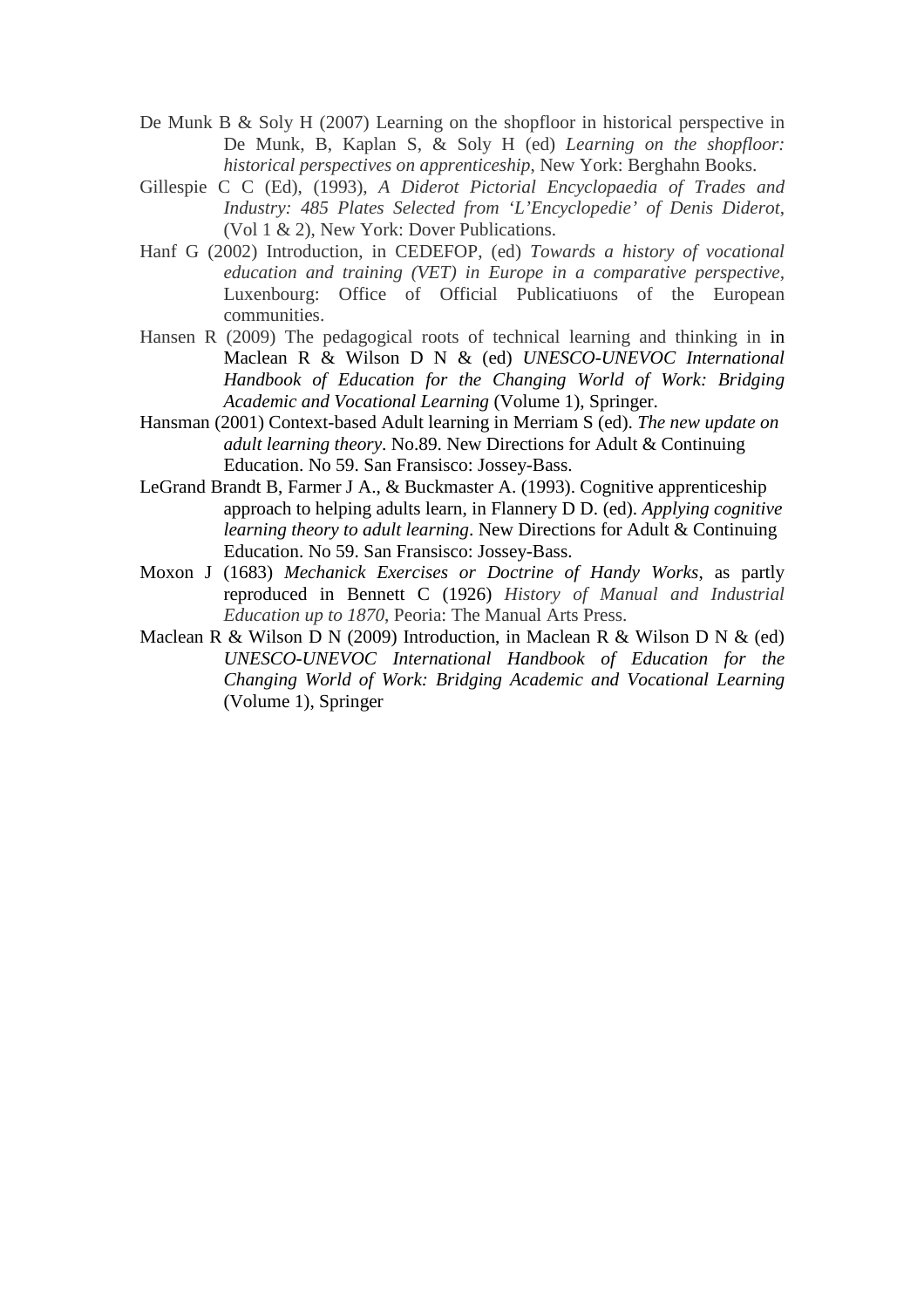De Munk B & Soly H (2007) Learning on the shopfloor in historical perspective in De Munk, B, Kaplan S, & Soly H (ed) *Learning on the shopfloor: historical perspectives on apprenticeship*, New York: Berghahn Books.

Gillespie C C (Ed), (1993), *A Diderot Pictorial Encyclopaedia of Trades and Industry: 485 Plates Selected from 'L'Encyclopedie' of Denis Diderot*, (Vol 1 & 2), New York: Dover Publications.

Hanf G (2002) Introduction, in CEDEFOP, (ed) *Towards a history of vocational education and training (VET) in Europe in a comparative perspective*, Luxenbourg: Office of Official Publicatiuons of the European communities.

Hansen R (2009) The pedagogical roots of technical learning and thinking in in Maclean R & Wilson D N & (ed) *UNESCO-UNEVOC International Handbook of Education for the Changing World of Work: Bridging Academic and Vocational Learning* (Volume 1), Springer.

Hansman (2001) Context-based Adult learning in Merriam S (ed). *The new update on adult learning theory*. No.89. New Directions for Adult & Continuing Education. No 59. San Fransisco: Jossey-Bass.

LeGrand Brandt B, Farmer J A., & Buckmaster A. (1993). Cognitive apprenticeship approach to helping adults learn, in Flannery D D. (ed). *Applying cognitive learning theory to adult learning*. New Directions for Adult & Continuing Education. No 59. San Fransisco: Jossey-Bass.

Moxon J (1683) *Mechanick Exercises or Doctrine of Handy Works*, as partly reproduced in Bennett C (1926) *History of Manual and Industrial Education up to 1870*, Peoria: The Manual Arts Press.

Maclean R & Wilson D N (2009) Introduction, in Maclean R & Wilson D N & (ed) *UNESCO-UNEVOC International Handbook of Education for the Changing World of Work: Bridging Academic and Vocational Learning* (Volume 1), Springer